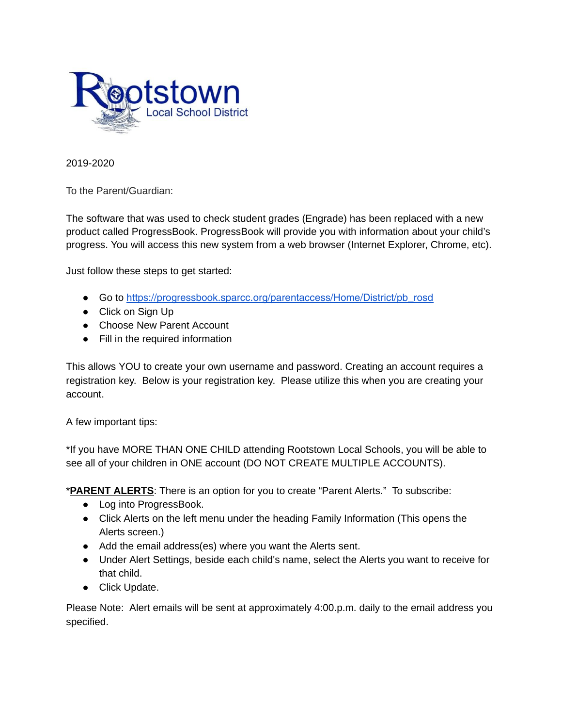Rootstown
Local School District

2019-2020

To the Parent/Guardian:

The software that was used to check student grades (Engrade) has been replaced with a new product called ProgressBook. ProgressBook will provide you with information about your child's progress. You will access this new system from a web browser (Internet Explorer, Chrome, etc).

Just follow these steps to get started:

- Go to [https://progressbook.sparcc.org/parentaccess/Home/District/pb_rosd](https://progressbook.sparcc.org/parentaccess/Home/District/pb_rosd)
- Click on Sign Up
- Choose New Parent Account
- Fill in the required information

This allows YOU to create your own username and password. Creating an account requires a registration key. Below is your registration key. Please utilize this when you are creating your account.

A few important tips:

*If you have MORE THAN ONE CHILD attending Rootstown Local Schools, you will be able to see all of your children in ONE account (DO NOT CREATE MULTIPLE ACCOUNTS).

***PARENT ALERTS**: There is an option for you to create "Parent Alerts." To subscribe:

- Log into ProgressBook.
- Click Alerts on the left menu under the heading Family Information (This opens the Alerts screen.)
- Add the email address(es) where you want the Alerts sent.
- Under Alert Settings, beside each child's name, select the Alerts you want to receive for that child.
- Click Update.

Please Note: Alert emails will be sent at approximately 4:00.p.m. daily to the email address you specified.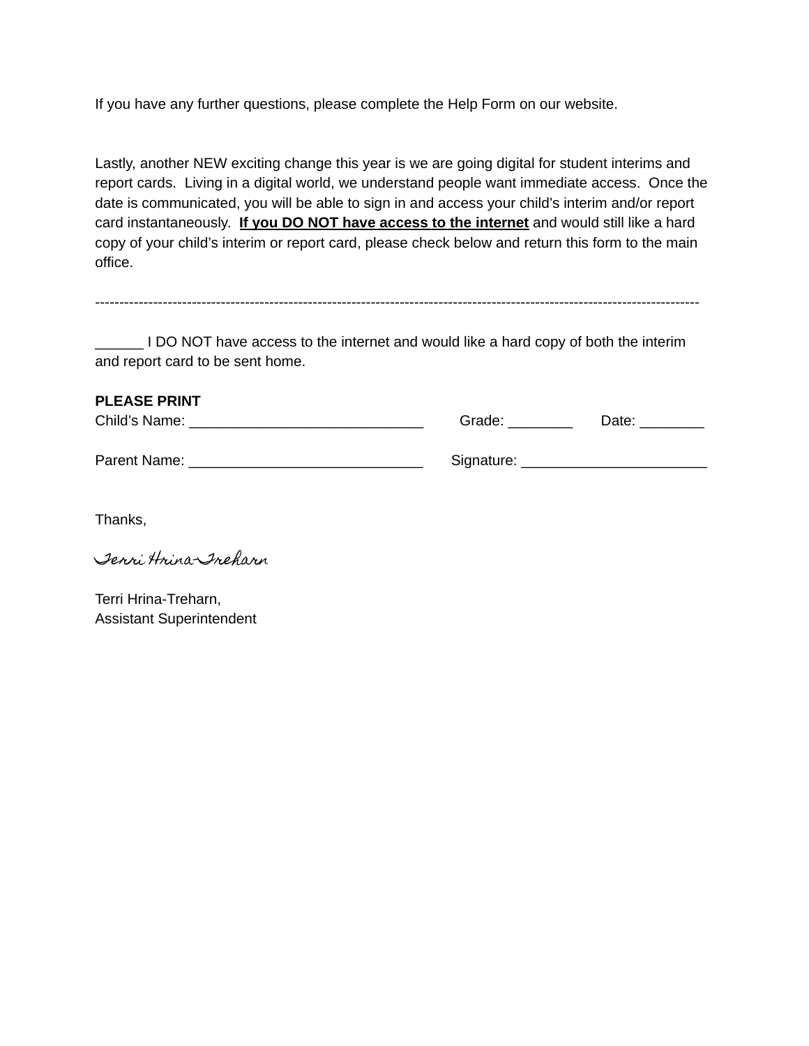If you have any further questions, please complete the Help Form on our website.

Lastly, another NEW exciting change this year is we are going digital for student interims and report cards. Living in a digital world, we understand people want immediate access. Once the date is communicated, you will be able to sign in and access your child's interim and/or report card instantaneously. **If you DO NOT have access to the internet** and would still like a hard copy of your child's interim or report card, please check below and return this form to the main office.

-----------------------------------------------------------------------------------------------------------------------------

______ I DO NOT have access to the internet and would like a hard copy of both the interim and report card to be sent home.

**PLEASE PRINT**

Child's Name: _____________________________ Grade: ________ Date: ________

Parent Name: _____________________________ Signature: _______________________

Thanks,

Terri Hrina-Treharn

Terri Hrina-Treharn,
Assistant Superintendent